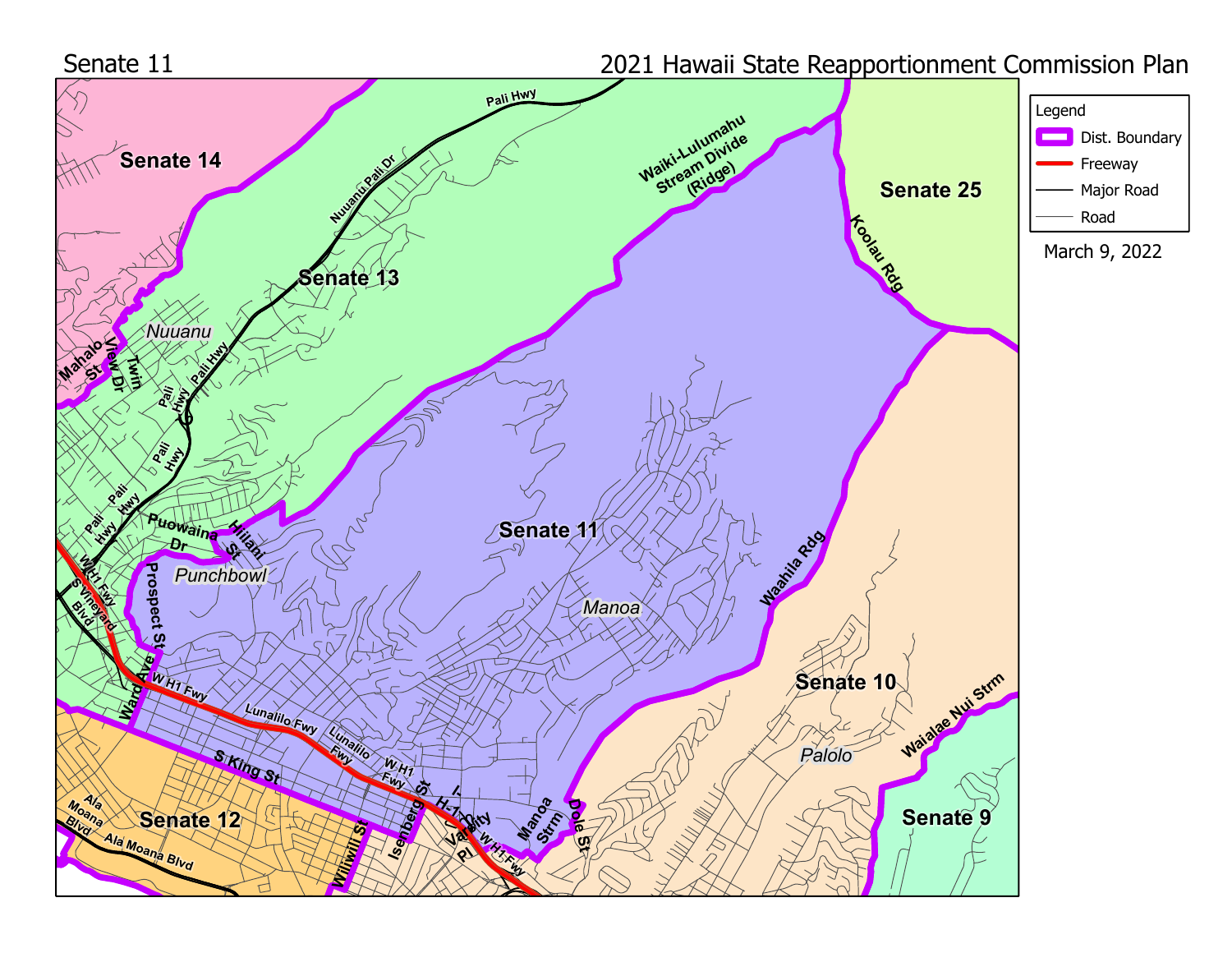Senate 11

2021 Hawaii State Reapportionment Commission Plan

Legend

- Dist. Boundary
- Freeway
- Major Road
- Road

March 9, 2022

Senate 14

Senate 13

Senate 25

Senate 11

Senate 10

Senate 12

Senate 9

Nuuanu

Punchbowl

Manoa

Palolo

Pali Hwy

Nuuanu Pali Dr

Waiki-Lulumahu Stream Divide (Ridge)

Koolau Rdg

Waahila Rdg

Waialae Nui Strm

Mahalo St

View Dr

Twin

Puowaina Dr

Hiliani St

Prospect St

W H1 Fwy

S Vineyard Blvd

Ward Ave

Lunalilo Fwy

S King St

Isenberg St

H-1

Varsity Pl

Manoa Strm

Dole St

Wiliwili St

Ala Moana Blvd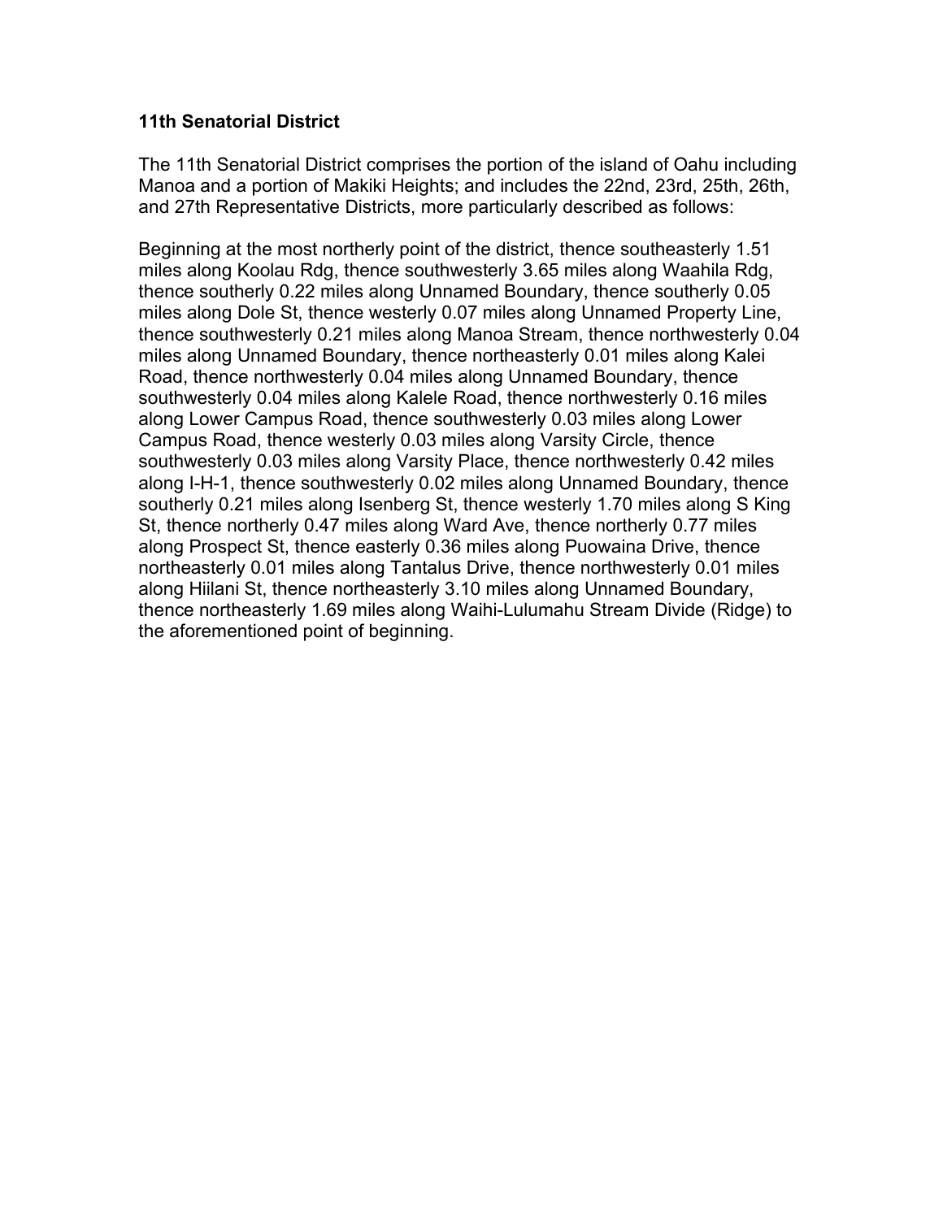**11th Senatorial District**

The 11th Senatorial District comprises the portion of the island of Oahu including Manoa and a portion of Makiki Heights; and includes the 22nd, 23rd, 25th, 26th, and 27th Representative Districts, more particularly described as follows:

Beginning at the most northerly point of the district, thence southeasterly 1.51 miles along Koolau Rdg, thence southwesterly 3.65 miles along Waahila Rdg, thence southerly 0.22 miles along Unnamed Boundary, thence southerly 0.05 miles along Dole St, thence westerly 0.07 miles along Unnamed Property Line, thence southwesterly 0.21 miles along Manoa Stream, thence northwesterly 0.04 miles along Unnamed Boundary, thence northeasterly 0.01 miles along Kalei Road, thence northwesterly 0.04 miles along Unnamed Boundary, thence southwesterly 0.04 miles along Kalele Road, thence northwesterly 0.16 miles along Lower Campus Road, thence southwesterly 0.03 miles along Lower Campus Road, thence westerly 0.03 miles along Varsity Circle, thence southwesterly 0.03 miles along Varsity Place, thence northwesterly 0.42 miles along I-H-1, thence southwesterly 0.02 miles along Unnamed Boundary, thence southerly 0.21 miles along Isenberg St, thence westerly 1.70 miles along S King St, thence northerly 0.47 miles along Ward Ave, thence northerly 0.77 miles along Prospect St, thence easterly 0.36 miles along Puowaina Drive, thence northeasterly 0.01 miles along Tantalus Drive, thence northwesterly 0.01 miles along Hiilani St, thence northeasterly 3.10 miles along Unnamed Boundary, thence northeasterly 1.69 miles along Waihi-Lulumahu Stream Divide (Ridge) to the aforementioned point of beginning.